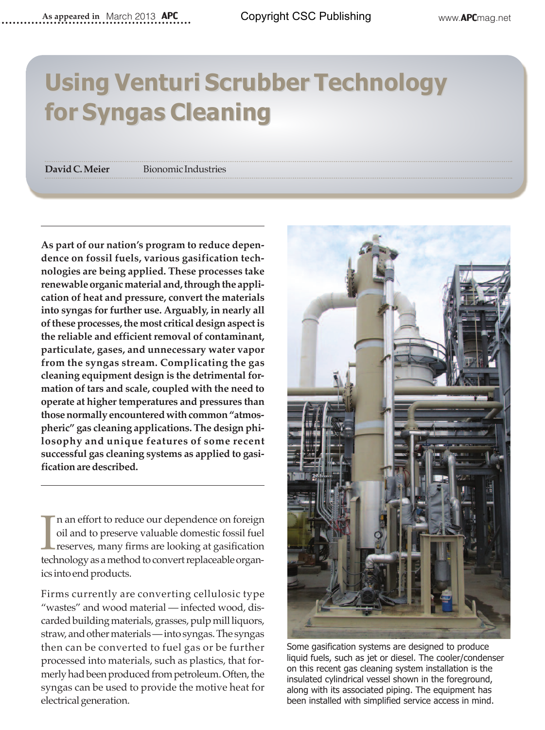# Using Venturi Scrubber Technology for Syngas Cleaning

**David C. Meier** Bionomic Industries

**As part of our nation's program to reduce dependence on fossil fuels, various gasification technologies are being applied. These processes take renewable organic material and, through the application of heat and pressure, convert the materials into syngas for further use. Arguably, in nearly all of these processes, the most critical design aspect is the reliable and efficient removal of contaminant, particulate, gases, and unnecessary water vapor from the syngas stream. Complicating the gas cleaning equipment design is the detrimental formation of tars and scale, coupled with the need to operate at higher temperatures and pressures than those normally encountered with common "atmospheric" gas cleaning applications. The design philosophy and unique features of some recent successful gas cleaning systems as applied to gasification are described.**

In an effort to reduce our dependence on foreign oil and to preserve valuable domestic fossil fuel reserves, many firms are looking at gasification technology as a method to convert replaceable organics into end products.

Firms currently are converting cellulosic type "wastes" and wood material — infected wood, discarded building materials, grasses, pulp mill liquors, straw, and other materials — into syngas. The syngas then can be converted to fuel gas or be further processed into materials, such as plastics, that formerly had been produced from petroleum. Often, the syngas can be used to provide the motive heat for electrical generation.

Some gasification systems are designed to produce liquid fuels, such as jet or diesel. The cooler/condenser on this recent gas cleaning system installation is the insulated cylindrical vessel shown in the foreground, along with its associated piping. The equipment has been installed with simplified service access in mind.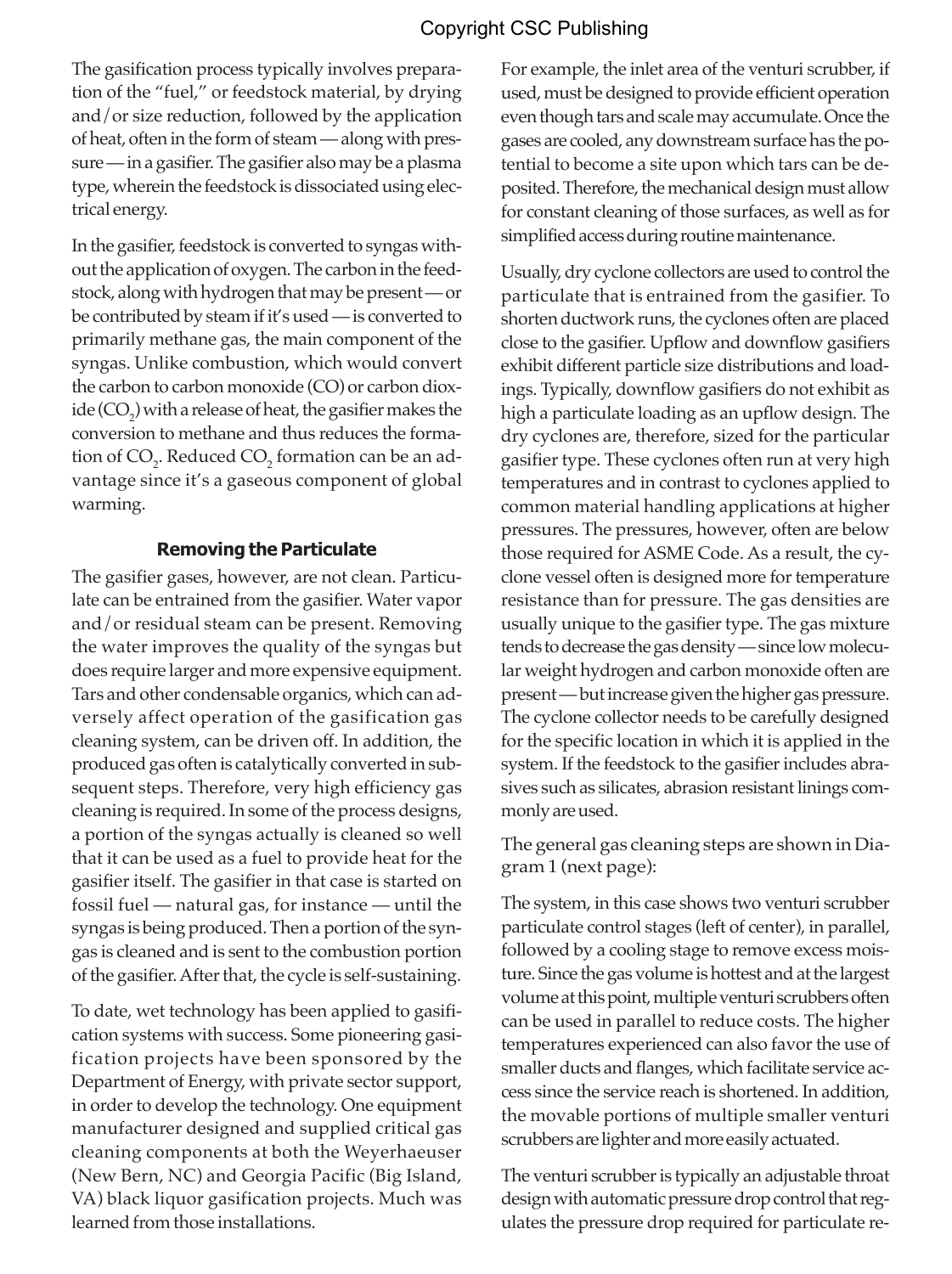The gasification process typically involves preparation of the "fuel," or feedstock material, by drying and/or size reduction, followed by the application of heat, often in the form of steam — along with pressure — in a gasifier. The gasifier also may be a plasma type, wherein the feedstock is dissociated using electrical energy.

In the gasifier, feedstock is converted to syngas without the application of oxygen. The carbon in the feedstock, along with hydrogen that may be present — or be contributed by steam if it's used — is converted to primarily methane gas, the main component of the syngas. Unlike combustion, which would convert the carbon to carbon monoxide (CO) or carbon dioxide ($CO_2$) with a release of heat, the gasifier makes the conversion to methane and thus reduces the formation of $CO_2$. Reduced $CO_2$ formation can be an advantage since it's a gaseous component of global warming.

### Removing the Particulate

The gasifier gases, however, are not clean. Particulate can be entrained from the gasifier. Water vapor and/or residual steam can be present. Removing the water improves the quality of the syngas but does require larger and more expensive equipment. Tars and other condensable organics, which can adversely affect operation of the gasification gas cleaning system, can be driven off. In addition, the produced gas often is catalytically converted in subsequent steps. Therefore, very high efficiency gas cleaning is required. In some of the process designs, a portion of the syngas actually is cleaned so well that it can be used as a fuel to provide heat for the gasifier itself. The gasifier in that case is started on fossil fuel — natural gas, for instance — until the syngas is being produced. Then a portion of the syngas is cleaned and is sent to the combustion portion of the gasifier. After that, the cycle is self-sustaining.

To date, wet technology has been applied to gasification systems with success. Some pioneering gasification projects have been sponsored by the Department of Energy, with private sector support, in order to develop the technology. One equipment manufacturer designed and supplied critical gas cleaning components at both the Weyerhaeuser (New Bern, NC) and Georgia Pacific (Big Island, VA) black liquor gasification projects. Much was learned from those installations.

For example, the inlet area of the venturi scrubber, if used, must be designed to provide efficient operation even though tars and scale may accumulate. Once the gases are cooled, any downstream surface has the potential to become a site upon which tars can be deposited. Therefore, the mechanical design must allow for constant cleaning of those surfaces, as well as for simplified access during routine maintenance.

Usually, dry cyclone collectors are used to control the particulate that is entrained from the gasifier. To shorten ductwork runs, the cyclones often are placed close to the gasifier. Upflow and downflow gasifiers exhibit different particle size distributions and loadings. Typically, downflow gasifiers do not exhibit as high a particulate loading as an upflow design. The dry cyclones are, therefore, sized for the particular gasifier type. These cyclones often run at very high temperatures and in contrast to cyclones applied to common material handling applications at higher pressures. The pressures, however, often are below those required for ASME Code. As a result, the cyclone vessel often is designed more for temperature resistance than for pressure. The gas densities are usually unique to the gasifier type. The gas mixture tends to decrease the gas density — since low molecular weight hydrogen and carbon monoxide often are present — but increase given the higher gas pressure. The cyclone collector needs to be carefully designed for the specific location in which it is applied in the system. If the feedstock to the gasifier includes abrasives such as silicates, abrasion resistant linings commonly are used.

The general gas cleaning steps are shown in Diagram 1 (next page):

The system, in this case shows two venturi scrubber particulate control stages (left of center), in parallel, followed by a cooling stage to remove excess moisture. Since the gas volume is hottest and at the largest volume at this point, multiple venturi scrubbers often can be used in parallel to reduce costs. The higher temperatures experienced can also favor the use of smaller ducts and flanges, which facilitate service access since the service reach is shortened. In addition, the movable portions of multiple smaller venturi scrubbers are lighter and more easily actuated.

The venturi scrubber is typically an adjustable throat design with automatic pressure drop control that regulates the pressure drop required for particulate re-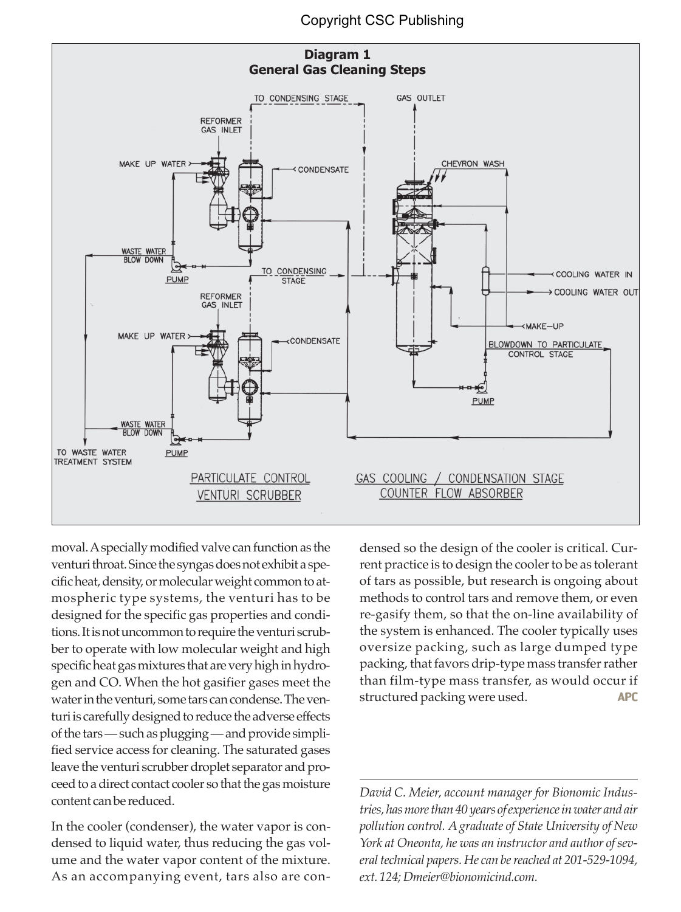**Diagram 1**
**General Gas Cleaning Steps**

TO CONDENSING STAGE
GAS OUTLET
REFORMER GAS INLET
MAKE UP WATER
CONDENSATE
CHEVRON WASH
WASTE WATER BLOW DOWN
PUMP
TO CONDENSING STAGE
COOLING WATER IN
COOLING WATER OUT
REFORMER GAS INLET
MAKE–UP
MAKE UP WATER
CONDENSATE
BLOWDOWN TO PARTICULATE CONTROL STAGE
PUMP
WASTE WATER BLOW DOWN
TO WASTE WATER TREATMENT SYSTEM
PUMP
PARTICULATE CONTROL VENTURI SCRUBBER
GAS COOLING / CONDENSATION STAGE COUNTER FLOW ABSORBER

moval. A specially modified valve can function as the venturi throat. Since the syngas does not exhibit a specific heat, density, or molecular weight common to atmospheric type systems, the venturi has to be designed for the specific gas properties and conditions. It is not uncommon to require the venturi scrubber to operate with low molecular weight and high specific heat gas mixtures that are very high in hydrogen and CO. When the hot gasifier gases meet the water in the venturi, some tars can condense. The venturi is carefully designed to reduce the adverse effects of the tars — such as plugging — and provide simplified service access for cleaning. The saturated gases leave the venturi scrubber droplet separator and proceed to a direct contact cooler so that the gas moisture content can be reduced.

In the cooler (condenser), the water vapor is condensed to liquid water, thus reducing the gas volume and the water vapor content of the mixture. As an accompanying event, tars also are condensed so the design of the cooler is critical. Current practice is to design the cooler to be as tolerant of tars as possible, but research is ongoing about methods to control tars and remove them, or even re-gasify them, so that the on-line availability of the system is enhanced. The cooler typically uses oversize packing, such as large dumped type packing, that favors drip-type mass transfer rather than film-type mass transfer, as would occur if structured packing were used. **APC**

---

*David C. Meier, account manager for Bionomic Industries, has more than 40 years of experience in water and air pollution control. A graduate of State University of New York at Oneonta, he was an instructor and author of several technical papers. He can be reached at 201-529-1094, ext. 124; Dmeier@bionomicind.com.*